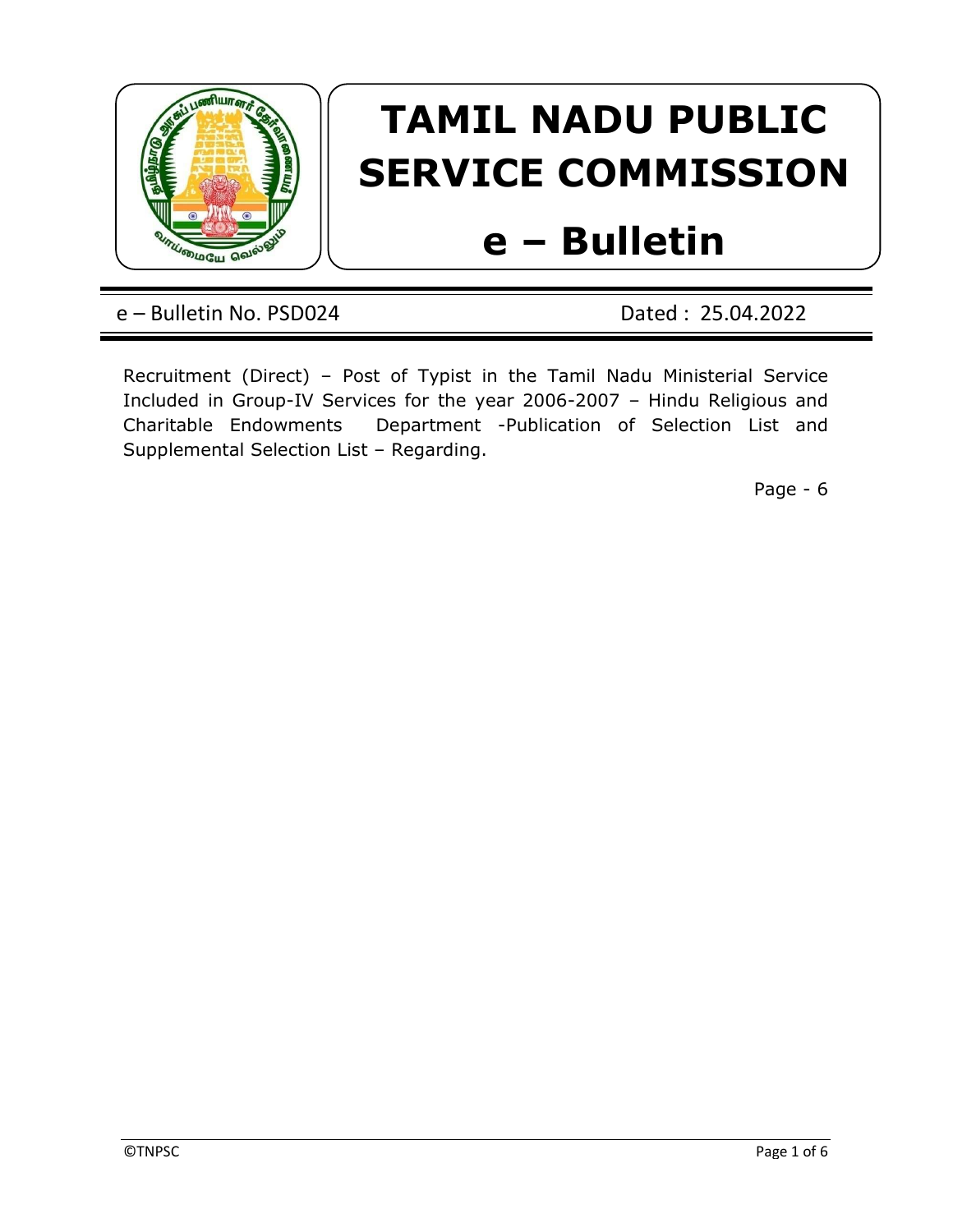# TAMIL NADU PUBLIC SERVICE COMMISSION

# e – Bulletin

e – Bulletin No. PSD024 Dated : 25.04.2022

Recruitment (Direct) – Post of Typist in the Tamil Nadu Ministerial Service Included in Group-IV Services for the year 2006-2007 – Hindu Religious and Charitable Endowments Department -Publication of Selection List and Supplemental Selection List – Regarding.

Page - 6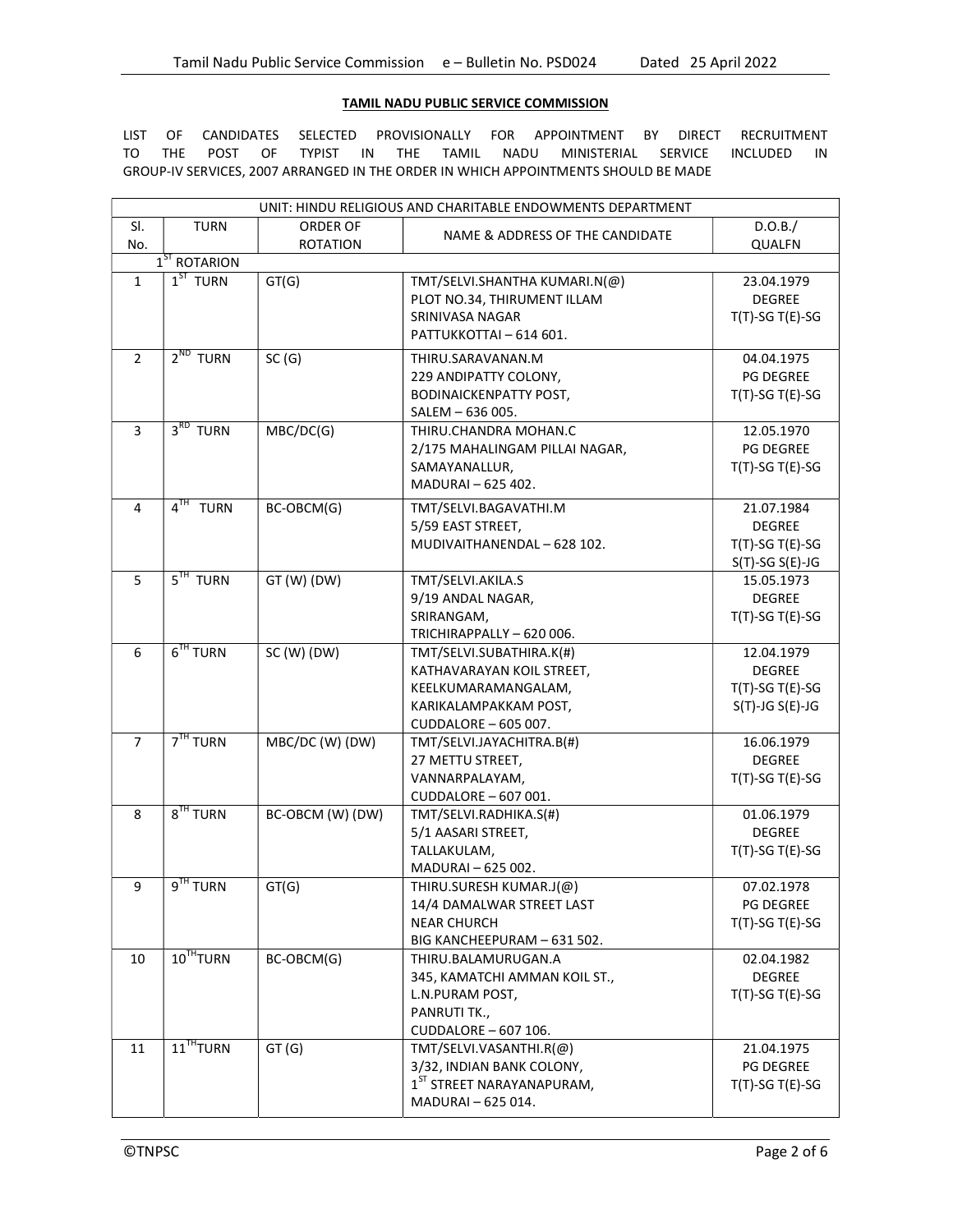**TAMIL NADU PUBLIC SERVICE COMMISSION**

LIST OF CANDIDATES SELECTED PROVISIONALLY FOR APPOINTMENT BY DIRECT RECRUITMENT TO THE POST OF TYPIST IN THE TAMIL NADU MINISTERIAL SERVICE INCLUDED IN GROUP-IV SERVICES, 2007 ARRANGED IN THE ORDER IN WHICH APPOINTMENTS SHOULD BE MADE

| UNIT: HINDU RELIGIOUS AND CHARITABLE ENDOWMENTS DEPARTMENT | | | | |
|---|---|---|---|---|
| Sl. No. | TURN | ORDER OF ROTATION | NAME & ADDRESS OF THE CANDIDATE | D.O.B./ QUALFN |
| 1ST ROTARION | | | | |
| 1 | 1ST TURN | GT(G) | TMT/SELVI.SHANTHA KUMARI.N(@)<br>PLOT NO.34, THIRUMENT ILLAM<br>SRINIVASA NAGAR<br>PATTUKKOTTAI – 614 601. | 23.04.1979<br>DEGREE<br>T(T)-SG T(E)-SG |
| 2 | 2ND TURN | SC (G) | THIRU.SARAVANAN.M<br>229 ANDIPATTY COLONY,<br>BODINAICKENPATTY POST,<br>SALEM – 636 005. | 04.04.1975<br>PG DEGREE<br>T(T)-SG T(E)-SG |
| 3 | 3RD TURN | MBC/DC(G) | THIRU.CHANDRA MOHAN.C<br>2/175 MAHALINGAM PILLAI NAGAR,<br>SAMAYANALLUR,<br>MADURAI – 625 402. | 12.05.1970<br>PG DEGREE<br>T(T)-SG T(E)-SG |
| 4 | 4TH TURN | BC-OBCM(G) | TMT/SELVI.BAGAVATHI.M<br>5/59 EAST STREET,<br>MUDIVAITHANENDAL – 628 102. | 21.07.1984<br>DEGREE<br>T(T)-SG T(E)-SG<br>S(T)-SG S(E)-JG |
| 5 | 5TH TURN | GT (W) (DW) | TMT/SELVI.AKILA.S<br>9/19 ANDAL NAGAR,<br>SRIRANGAM,<br>TRICHIRAPPALLY – 620 006. | 15.05.1973<br>DEGREE<br>T(T)-SG T(E)-SG |
| 6 | 6TH TURN | SC (W) (DW) | TMT/SELVI.SUBATHIRA.K(#)<br>KATHAVARAYAN KOIL STREET,<br>KEELKUMARAMANGALAM,<br>KARIKALAMPAKKAM POST,<br>CUDDALORE – 605 007. | 12.04.1979<br>DEGREE<br>T(T)-SG T(E)-SG<br>S(T)-JG S(E)-JG |
| 7 | 7TH TURN | MBC/DC (W) (DW) | TMT/SELVI.JAYACHITRA.B(#)<br>27 METTU STREET,<br>VANNARPALAYAM,<br>CUDDALORE – 607 001. | 16.06.1979<br>DEGREE<br>T(T)-SG T(E)-SG |
| 8 | 8TH TURN | BC-OBCM (W) (DW) | TMT/SELVI.RADHIKA.S(#)<br>5/1 AASARI STREET,<br>TALLAKULAM,<br>MADURAI – 625 002. | 01.06.1979<br>DEGREE<br>T(T)-SG T(E)-SG |
| 9 | 9TH TURN | GT(G) | THIRU.SURESH KUMAR.J(@)<br>14/4 DAMALWAR STREET LAST<br>NEAR CHURCH<br>BIG KANCHEEPURAM – 631 502. | 07.02.1978<br>PG DEGREE<br>T(T)-SG T(E)-SG |
| 10 | 10TH TURN | BC-OBCM(G) | THIRU.BALAMURUGAN.A<br>345, KAMATCHI AMMAN KOIL ST.,<br>L.N.PURAM POST,<br>PANRUTI TK.,<br>CUDDALORE – 607 106. | 02.04.1982<br>DEGREE<br>T(T)-SG T(E)-SG |
| 11 | 11TH TURN | GT (G) | TMT/SELVI.VASANTHI.R(@)<br>3/32, INDIAN BANK COLONY,<br>1ST STREET NARAYANAPURAM,<br>MADURAI – 625 014. | 21.04.1975<br>PG DEGREE<br>T(T)-SG T(E)-SG |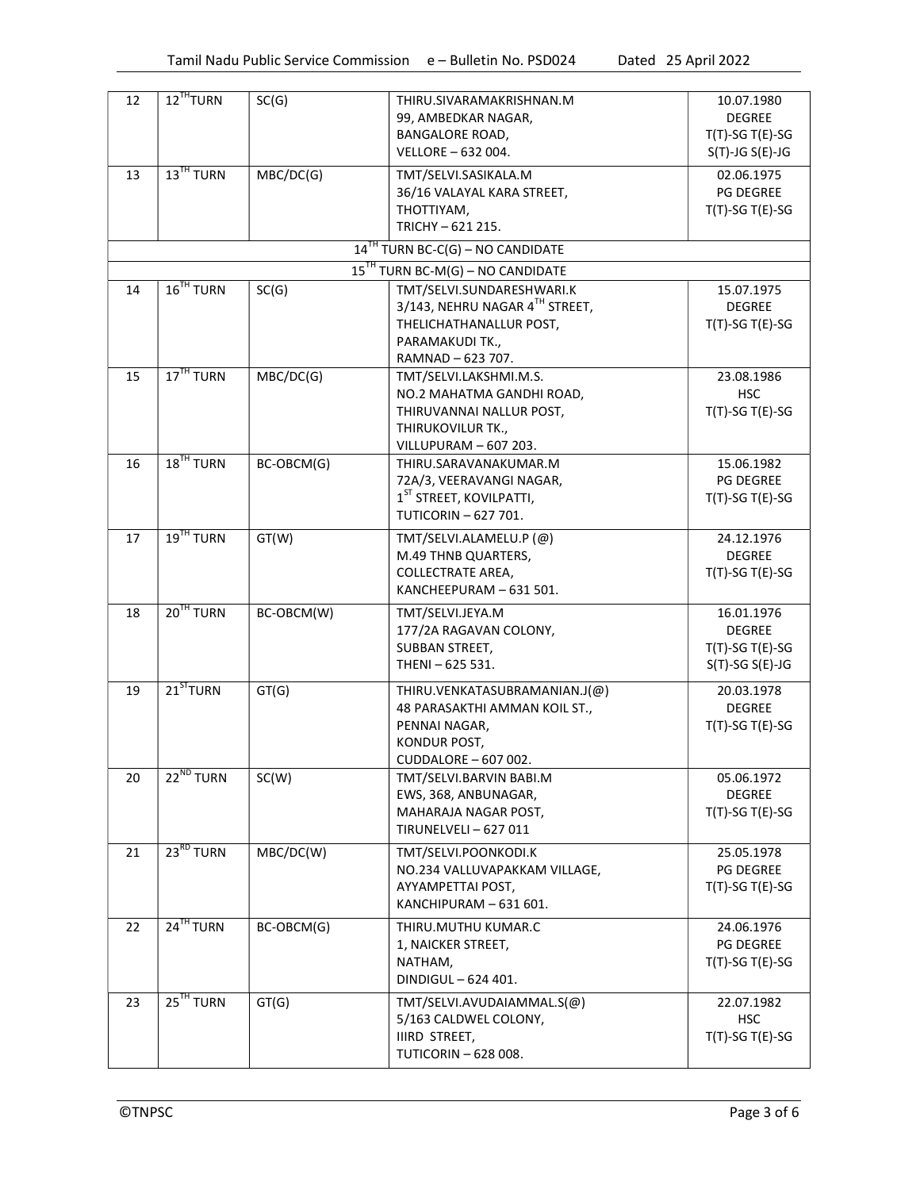| 12 | 12TH TURN | SC(G) | THIRU.SIVARAMAKRISHNAN.M<br>99, AMBEDKAR NAGAR,<br>BANGALORE ROAD,<br>VELLORE – 632 004. | 10.07.1980<br>DEGREE<br>T(T)-SG T(E)-SG<br>S(T)-JG S(E)-JG |
|---|---|---|---|---|
| 13 | 13TH TURN | MBC/DC(G) | TMT/SELVI.SASIKALA.M<br>36/16 VALAYAL KARA STREET,<br>THOTTIYAM,<br>TRICHY – 621 215. | 02.06.1975<br>PG DEGREE<br>T(T)-SG T(E)-SG |
| | | 14TH TURN BC-C(G) – NO CANDIDATE | | |
| | | 15TH TURN BC-M(G) – NO CANDIDATE | | |
| 14 | 16TH TURN | SC(G) | TMT/SELVI.SUNDARESHWARI.K<br>3/143, NEHRU NAGAR 4TH STREET,<br>THELICHATHANALLUR POST,<br>PARAMAKUDI TK.,<br>RAMNAD – 623 707. | 15.07.1975<br>DEGREE<br>T(T)-SG T(E)-SG |
| 15 | 17TH TURN | MBC/DC(G) | TMT/SELVI.LAKSHMI.M.S.<br>NO.2 MAHATMA GANDHI ROAD,<br>THIRUVANNAI NALLUR POST,<br>THIRUKOVILUR TK.,<br>VILLUPURAM – 607 203. | 23.08.1986<br>HSC<br>T(T)-SG T(E)-SG |
| 16 | 18TH TURN | BC-OBCM(G) | THIRU.SARAVANAKUMAR.M<br>72A/3, VEERAVANGI NAGAR,<br>1ST STREET, KOVILPATTI,<br>TUTICORIN – 627 701. | 15.06.1982<br>PG DEGREE<br>T(T)-SG T(E)-SG |
| 17 | 19TH TURN | GT(W) | TMT/SELVI.ALAMELU.P (@)<br>M.49 THNB QUARTERS,<br>COLLECTRATE AREA,<br>KANCHEEPURAM – 631 501. | 24.12.1976<br>DEGREE<br>T(T)-SG T(E)-SG |
| 18 | 20TH TURN | BC-OBCM(W) | TMT/SELVI.JEYA.M<br>177/2A RAGAVAN COLONY,<br>SUBBAN STREET,<br>THENI – 625 531. | 16.01.1976<br>DEGREE<br>T(T)-SG T(E)-SG<br>S(T)-SG S(E)-JG |
| 19 | 21STTURN | GT(G) | THIRU.VENKATASUBRAMANIAN.J(@)<br>48 PARASAKTHI AMMAN KOIL ST.,<br>PENNAI NAGAR,<br>KONDUR POST,<br>CUDDALORE – 607 002. | 20.03.1978<br>DEGREE<br>T(T)-SG T(E)-SG |
| 20 | 22ND TURN | SC(W) | TMT/SELVI.BARVIN BABI.M<br>EWS, 368, ANBUNAGAR,<br>MAHARAJA NAGAR POST,<br>TIRUNELVELI – 627 011 | 05.06.1972<br>DEGREE<br>T(T)-SG T(E)-SG |
| 21 | 23RD TURN | MBC/DC(W) | TMT/SELVI.POONKODI.K<br>NO.234 VALLUVAPAKKAM VILLAGE,<br>AYYAMPETTAI POST,<br>KANCHIPURAM – 631 601. | 25.05.1978<br>PG DEGREE<br>T(T)-SG T(E)-SG |
| 22 | 24TH TURN | BC-OBCM(G) | THIRU.MUTHU KUMAR.C<br>1, NAICKER STREET,<br>NATHAM,<br>DINDIGUL – 624 401. | 24.06.1976<br>PG DEGREE<br>T(T)-SG T(E)-SG |
| 23 | 25TH TURN | GT(G) | TMT/SELVI.AVUDAIAMMAL.S(@)<br>5/163 CALDWEL COLONY,<br>IIIRD STREET,<br>TUTICORIN – 628 008. | 22.07.1982<br>HSC<br>T(T)-SG T(E)-SG |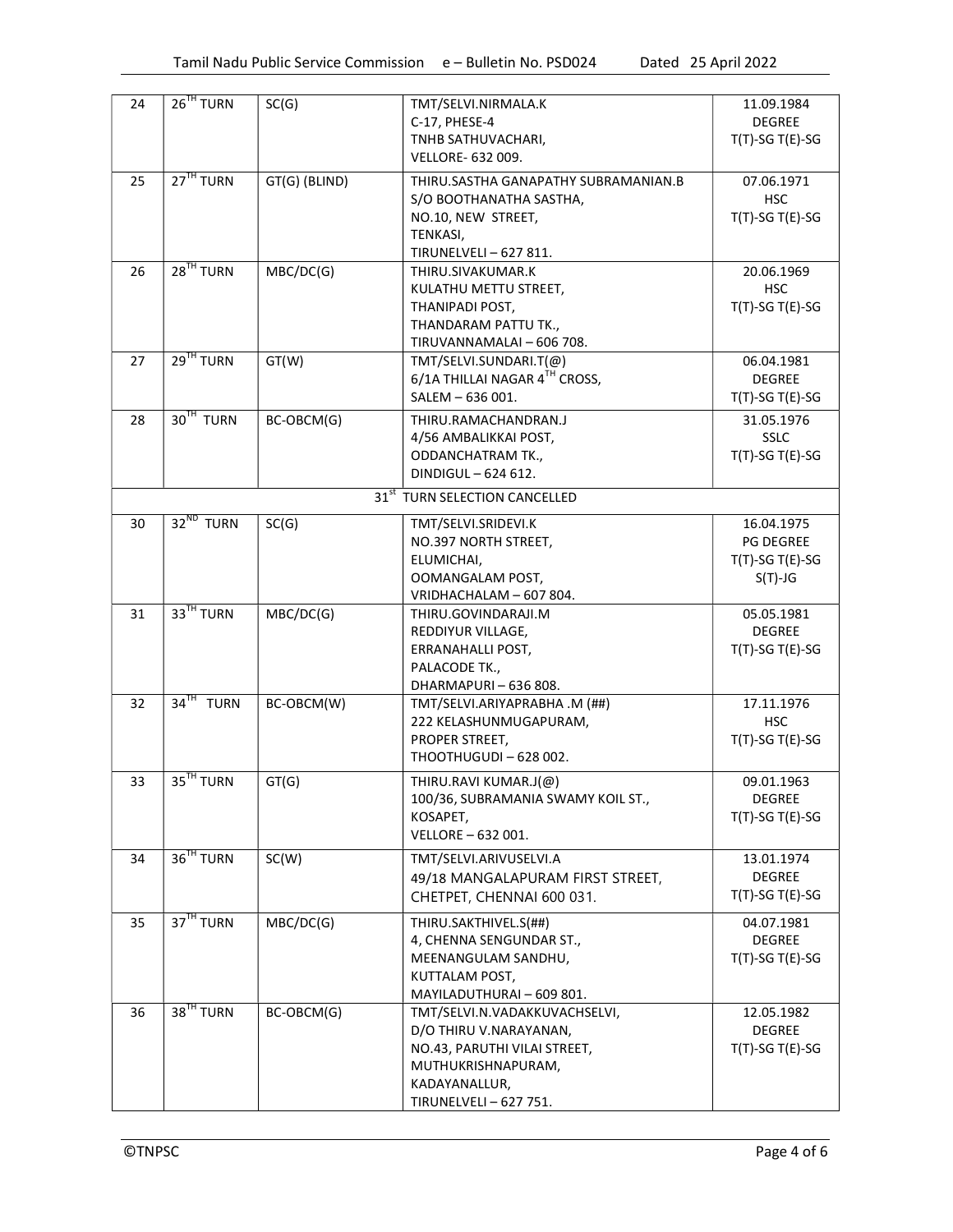| 24 | 26TH TURN | SC(G) | TMT/SELVI.NIRMALA.K<br>C-17, PHESE-4<br>TNHB SATHUVACHARI,<br>VELLORE- 632 009. | 11.09.1984<br>DEGREE<br>T(T)-SG T(E)-SG |
|---|---|---|---|---|
| 25 | 27TH TURN | GT(G) (BLIND) | THIRU.SASTHA GANAPATHY SUBRAMANIAN.B<br>S/O BOOTHANATHA SASTHA,<br>NO.10, NEW STREET,<br>TENKASI,<br>TIRUNELVELI – 627 811. | 07.06.1971<br>HSC<br>T(T)-SG T(E)-SG |
| 26 | 28TH TURN | MBC/DC(G) | THIRU.SIVAKUMAR.K<br>KULATHU METTU STREET,<br>THANIPADI POST,<br>THANDARAM PATTU TK.,<br>TIRUVANNAMALAI – 606 708. | 20.06.1969<br>HSC<br>T(T)-SG T(E)-SG |
| 27 | 29TH TURN | GT(W) | TMT/SELVI.SUNDARI.T(@)<br>6/1A THILLAI NAGAR 4TH CROSS,<br>SALEM – 636 001. | 06.04.1981<br>DEGREE<br>T(T)-SG T(E)-SG |
| 28 | 30TH TURN | BC-OBCM(G) | THIRU.RAMACHANDRAN.J<br>4/56 AMBALIKKAI POST,<br>ODDANCHATRAM TK.,<br>DINDIGUL – 624 612. | 31.05.1976<br>SSLC<br>T(T)-SG T(E)-SG |
| | | | 31st TURN SELECTION CANCELLED | |
| 30 | 32ND TURN | SC(G) | TMT/SELVI.SRIDEVI.K<br>NO.397 NORTH STREET,<br>ELUMICHAI,<br>OOMANGALAM POST,<br>VRIDHACHALAM – 607 804. | 16.04.1975<br>PG DEGREE<br>T(T)-SG T(E)-SG<br>S(T)-JG |
| 31 | 33TH TURN | MBC/DC(G) | THIRU.GOVINDARAJI.M<br>REDDIYUR VILLAGE,<br>ERRANAHALLI POST,<br>PALACODE TK.,<br>DHARMAPURI – 636 808. | 05.05.1981<br>DEGREE<br>T(T)-SG T(E)-SG |
| 32 | 34TH TURN | BC-OBCM(W) | TMT/SELVI.ARIYAPRABHA .M (##)<br>222 KELASHUNMUGAPURAM,<br>PROPER STREET,<br>THOOTHUGUDI – 628 002. | 17.11.1976<br>HSC<br>T(T)-SG T(E)-SG |
| 33 | 35TH TURN | GT(G) | THIRU.RAVI KUMAR.J(@)<br>100/36, SUBRAMANIA SWAMY KOIL ST.,<br>KOSAPET,<br>VELLORE – 632 001. | 09.01.1963<br>DEGREE<br>T(T)-SG T(E)-SG |
| 34 | 36TH TURN | SC(W) | TMT/SELVI.ARIVUSELVI.A<br>49/18 MANGALAPURAM FIRST STREET,<br>CHETPET, CHENNAI 600 031. | 13.01.1974<br>DEGREE<br>T(T)-SG T(E)-SG |
| 35 | 37TH TURN | MBC/DC(G) | THIRU.SAKTHIVEL.S(##)<br>4, CHENNA SENGUNDAR ST.,<br>MEENANGULAM SANDHU,<br>KUTTALAM POST,<br>MAYILADUTHURAI – 609 801. | 04.07.1981<br>DEGREE<br>T(T)-SG T(E)-SG |
| 36 | 38TH TURN | BC-OBCM(G) | TMT/SELVI.N.VADAKKUVACHSELVI,<br>D/O THIRU V.NARAYANAN,<br>NO.43, PARUTHI VILAI STREET,<br>MUTHUKRISHNAPURAM,<br>KADAYANALLUR,<br>TIRUNELVELI – 627 751. | 12.05.1982<br>DEGREE<br>T(T)-SG T(E)-SG |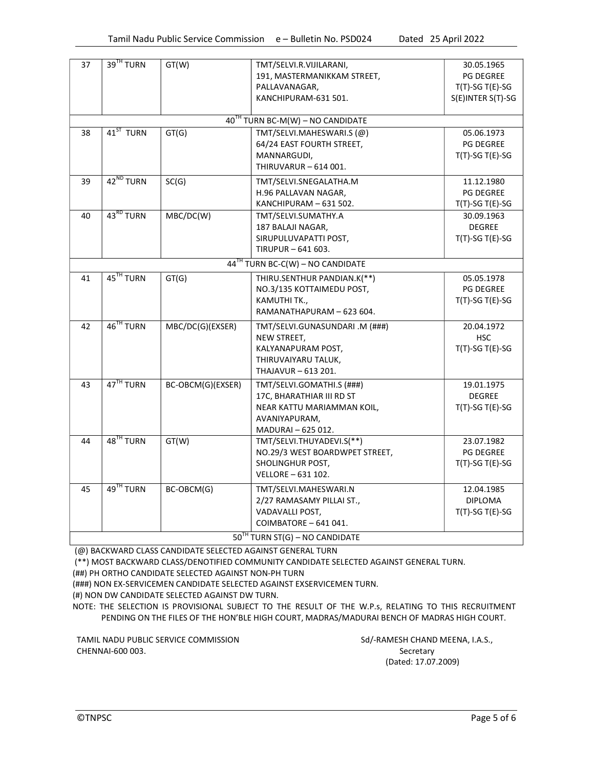| | | | | |
|---|---|---|---|---|
| 37 | 39TH TURN | GT(W) | TMT/SELVI.R.VIJILARANI, 191, MASTERMANIKKAM STREET, PALLAVANAGAR, KANCHIPURAM-631 501. | 30.05.1965 PG DEGREE T(T)-SG T(E)-SG S(E)INTER S(T)-SG |
| 40TH TURN BC-M(W) – NO CANDIDATE | | | | |
| 38 | 41ST TURN | GT(G) | TMT/SELVI.MAHESWARI.S (@) 64/24 EAST FOURTH STREET, MANNARGUDI, THIRUVARUR – 614 001. | 05.06.1973 PG DEGREE T(T)-SG T(E)-SG |
| 39 | 42ND TURN | SC(G) | TMT/SELVI.SNEGALATHA.M H.96 PALLAVAN NAGAR, KANCHIPURAM – 631 502. | 11.12.1980 PG DEGREE T(T)-SG T(E)-SG |
| 40 | 43RD TURN | MBC/DC(W) | TMT/SELVI.SUMATHY.A 187 BALAJI NAGAR, SIRUPULUVAPATTI POST, TIRUPUR – 641 603. | 30.09.1963 DEGREE T(T)-SG T(E)-SG |
| 44TH TURN BC-C(W) – NO CANDIDATE | | | | |
| 41 | 45TH TURN | GT(G) | THIRU.SENTHUR PANDIAN.K(**) NO.3/135 KOTTAIMEDU POST, KAMUTHI TK., RAMANATHAPURAM – 623 604. | 05.05.1978 PG DEGREE T(T)-SG T(E)-SG |
| 42 | 46TH TURN | MBC/DC(G)(EXSER) | TMT/SELVI.GUNASUNDARI .M (###) NEW STREET, KALYANAPURAM POST, THIRUVAIYARU TALUK, THAJAVUR – 613 201. | 20.04.1972 HSC T(T)-SG T(E)-SG |
| 43 | 47TH TURN | BC-OBCM(G)(EXSER) | TMT/SELVI.GOMATHI.S (###) 17C, BHARATHIAR III RD ST NEAR KATTU MARIAMMAN KOIL, AVANIYAPURAM, MADURAI – 625 012. | 19.01.1975 DEGREE T(T)-SG T(E)-SG |
| 44 | 48TH TURN | GT(W) | TMT/SELVI.THUYADEVI.S(**) NO.29/3 WEST BOARDWPET STREET, SHOLINGHUR POST, VELLORE – 631 102. | 23.07.1982 PG DEGREE T(T)-SG T(E)-SG |
| 45 | 49TH TURN | BC-OBCM(G) | TMT/SELVI.MAHESWARI.N 2/27 RAMASAMY PILLAI ST., VADAVALLI POST, COIMBATORE – 641 041. | 12.04.1985 DIPLOMA T(T)-SG T(E)-SG |
| 50TH TURN ST(G) – NO CANDIDATE | | | | |

(@) BACKWARD CLASS CANDIDATE SELECTED AGAINST GENERAL TURN

(**) MOST BACKWARD CLASS/DENOTIFIED COMMUNITY CANDIDATE SELECTED AGAINST GENERAL TURN.

(##) PH ORTHO CANDIDATE SELECTED AGAINST NON-PH TURN

(###) NON EX-SERVICEMEN CANDIDATE SELECTED AGAINST EXSERVICEMEN TURN.

(#) NON DW CANDIDATE SELECTED AGAINST DW TURN.

NOTE: THE SELECTION IS PROVISIONAL SUBJECT TO THE RESULT OF THE W.P.s, RELATING TO THIS RECRUITMENT PENDING ON THE FILES OF THE HON'BLE HIGH COURT, MADRAS/MADURAI BENCH OF MADRAS HIGH COURT.

TAMIL NADU PUBLIC SERVICE COMMISSION
CHENNAI-600 003.

Sd/-RAMESH CHAND MEENA, I.A.S.,
Secretary
(Dated: 17.07.2009)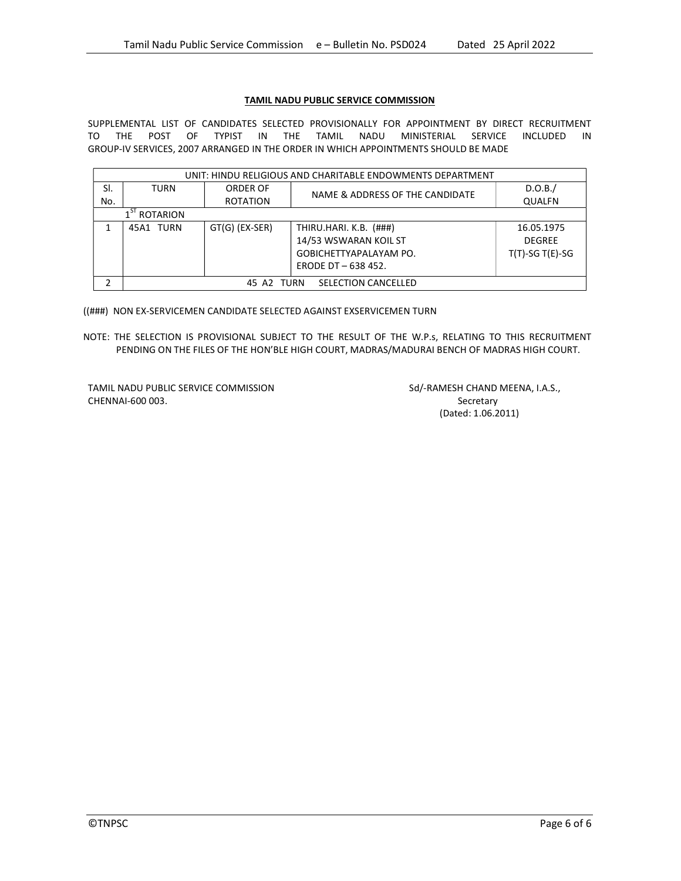**TAMIL NADU PUBLIC SERVICE COMMISSION**

SUPPLEMENTAL LIST OF CANDIDATES SELECTED PROVISIONALLY FOR APPOINTMENT BY DIRECT RECRUITMENT TO THE POST OF TYPIST IN THE TAMIL NADU MINISTERIAL SERVICE INCLUDED IN GROUP-IV SERVICES, 2007 ARRANGED IN THE ORDER IN WHICH APPOINTMENTS SHOULD BE MADE

| UNIT: HINDU RELIGIOUS AND CHARITABLE ENDOWMENTS DEPARTMENT | | | | |
|---|---|---|---|---|
| Sl. No. | TURN | ORDER OF ROTATION | NAME & ADDRESS OF THE CANDIDATE | D.O.B./ QUALFN |
| | 1ST ROTARION | | | |
| 1 | 45A1 TURN | GT(G) (EX-SER) | THIRU.HARI. K.B. (###)<br>14/53 WSWARAN KOIL ST<br>GOBICHETTYAPALAYAM PO.<br>ERODE DT – 638 452. | 16.05.1975<br>DEGREE<br>T(T)-SG T(E)-SG |
| 2 | 45 A2 TURN SELECTION CANCELLED | | | |

((###) NON EX-SERVICEMEN CANDIDATE SELECTED AGAINST EXSERVICEMEN TURN

NOTE: THE SELECTION IS PROVISIONAL SUBJECT TO THE RESULT OF THE W.P.s, RELATING TO THIS RECRUITMENT PENDING ON THE FILES OF THE HON'BLE HIGH COURT, MADRAS/MADURAI BENCH OF MADRAS HIGH COURT.

TAMIL NADU PUBLIC SERVICE COMMISSION
CHENNAI-600 003.

Sd/-RAMESH CHAND MEENA, I.A.S.,
Secretary
(Dated: 1.06.2011)